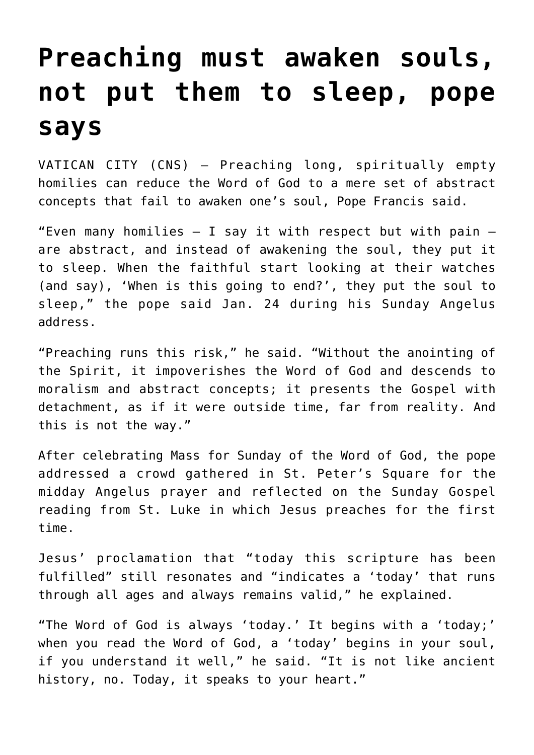# Preaching must awaken souls, not put them to sleep, pope says

VATICAN CITY (CNS) — Preaching long, spiritually empty homilies can reduce the Word of God to a mere set of abstract concepts that fail to awaken one's soul, Pope Francis said.

"Even many homilies — I say it with respect but with pain — are abstract, and instead of awakening the soul, they put it to sleep. When the faithful start looking at their watches (and say), 'When is this going to end?', they put the soul to sleep," the pope said Jan. 24 during his Sunday Angelus address.

"Preaching runs this risk," he said. "Without the anointing of the Spirit, it impoverishes the Word of God and descends to moralism and abstract concepts; it presents the Gospel with detachment, as if it were outside time, far from reality. And this is not the way."

After celebrating Mass for Sunday of the Word of God, the pope addressed a crowd gathered in St. Peter's Square for the midday Angelus prayer and reflected on the Sunday Gospel reading from St. Luke in which Jesus preaches for the first time.

Jesus' proclamation that "today this scripture has been fulfilled" still resonates and "indicates a 'today' that runs through all ages and always remains valid," he explained.

"The Word of God is always 'today.' It begins with a 'today;' when you read the Word of God, a 'today' begins in your soul, if you understand it well," he said. "It is not like ancient history, no. Today, it speaks to your heart."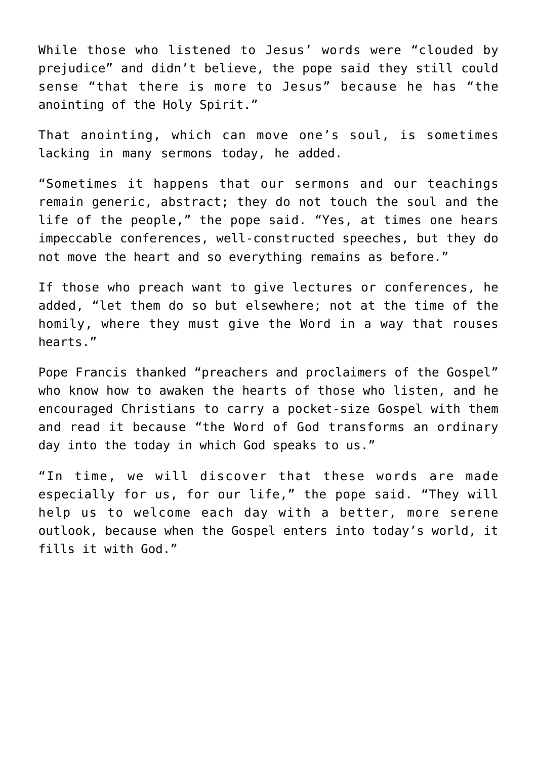While those who listened to Jesus' words were "clouded by prejudice" and didn't believe, the pope said they still could sense "that there is more to Jesus" because he has "the anointing of the Holy Spirit."

That anointing, which can move one's soul, is sometimes lacking in many sermons today, he added.

"Sometimes it happens that our sermons and our teachings remain generic, abstract; they do not touch the soul and the life of the people," the pope said. "Yes, at times one hears impeccable conferences, well-constructed speeches, but they do not move the heart and so everything remains as before."

If those who preach want to give lectures or conferences, he added, "let them do so but elsewhere; not at the time of the homily, where they must give the Word in a way that rouses hearts."

Pope Francis thanked "preachers and proclaimers of the Gospel" who know how to awaken the hearts of those who listen, and he encouraged Christians to carry a pocket-size Gospel with them and read it because "the Word of God transforms an ordinary day into the today in which God speaks to us."

"In time, we will discover that these words are made especially for us, for our life," the pope said. "They will help us to welcome each day with a better, more serene outlook, because when the Gospel enters into today's world, it fills it with God."